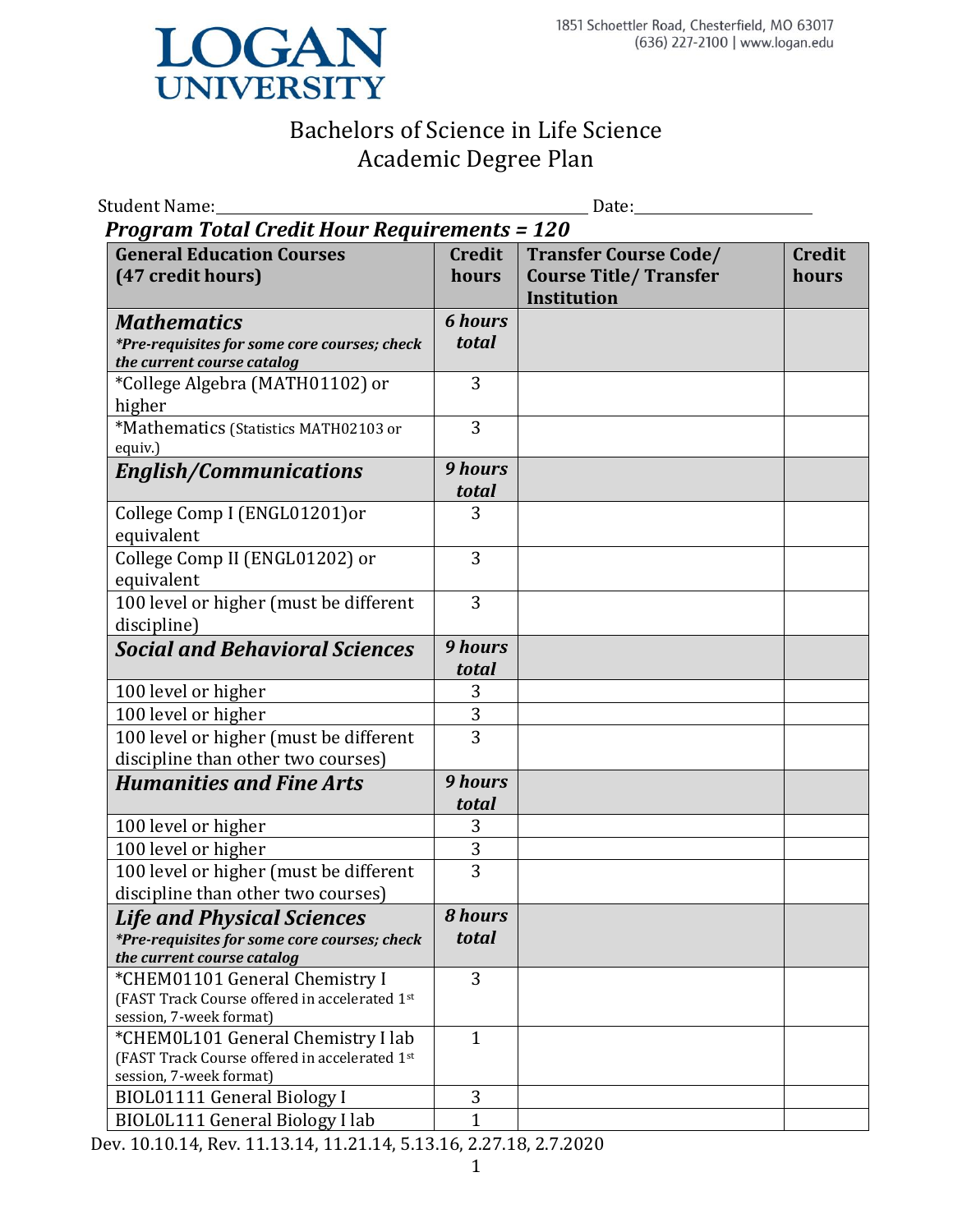# LOGAN UNIVERSITY

1851 Schoettler Road, Chesterfield, MO 63017
(636) 227-2100 | www.logan.edu

## Bachelors of Science in Life Science
## Academic Degree Plan

Student Name:\_\_\_\_\_\_\_\_\_\_\_\_\_\_\_\_\_\_\_\_\_\_\_\_\_\_\_\_\_\_ Date:\_\_\_\_\_\_\_\_\_\_\_\_\_\_\_\_

***Program Total Credit Hour Requirements = 120***

| **General Education Courses (47 credit hours)** | **Credit hours** | **Transfer Course Code/ Course Title/ Transfer Institution** | **Credit hours** |
|---|---|---|---|
| ***Mathematics*** ***\*Pre-requisites for some core courses; check the current course catalog*** | ***6 hours total*** | | |
| *College Algebra (MATH01102) or higher | 3 | | |
| *Mathematics (Statistics MATH02103 or equiv.) | 3 | | |
| ***English/Communications*** | ***9 hours total*** | | |
| College Comp I (ENGL01201)or equivalent | 3 | | |
| College Comp II (ENGL01202) or equivalent | 3 | | |
| 100 level or higher (must be different discipline) | 3 | | |
| ***Social and Behavioral Sciences*** | ***9 hours total*** | | |
| 100 level or higher | 3 | | |
| 100 level or higher | 3 | | |
| 100 level or higher (must be different discipline than other two courses) | 3 | | |
| ***Humanities and Fine Arts*** | ***9 hours total*** | | |
| 100 level or higher | 3 | | |
| 100 level or higher | 3 | | |
| 100 level or higher (must be different discipline than other two courses) | 3 | | |
| ***Life and Physical Sciences*** ***\*Pre-requisites for some core courses; check the current course catalog*** | ***8 hours total*** | | |
| *CHEM01101 General Chemistry I (FAST Track Course offered in accelerated 1st session, 7-week format) | 3 | | |
| *CHEM0L101 General Chemistry I lab (FAST Track Course offered in accelerated 1st session, 7-week format) | 1 | | |
| BIOL01111 General Biology I | 3 | | |
| BIOL0L111 General Biology I lab | 1 | | |

Dev. 10.10.14, Rev. 11.13.14, 11.21.14, 5.13.16, 2.27.18, 2.7.2020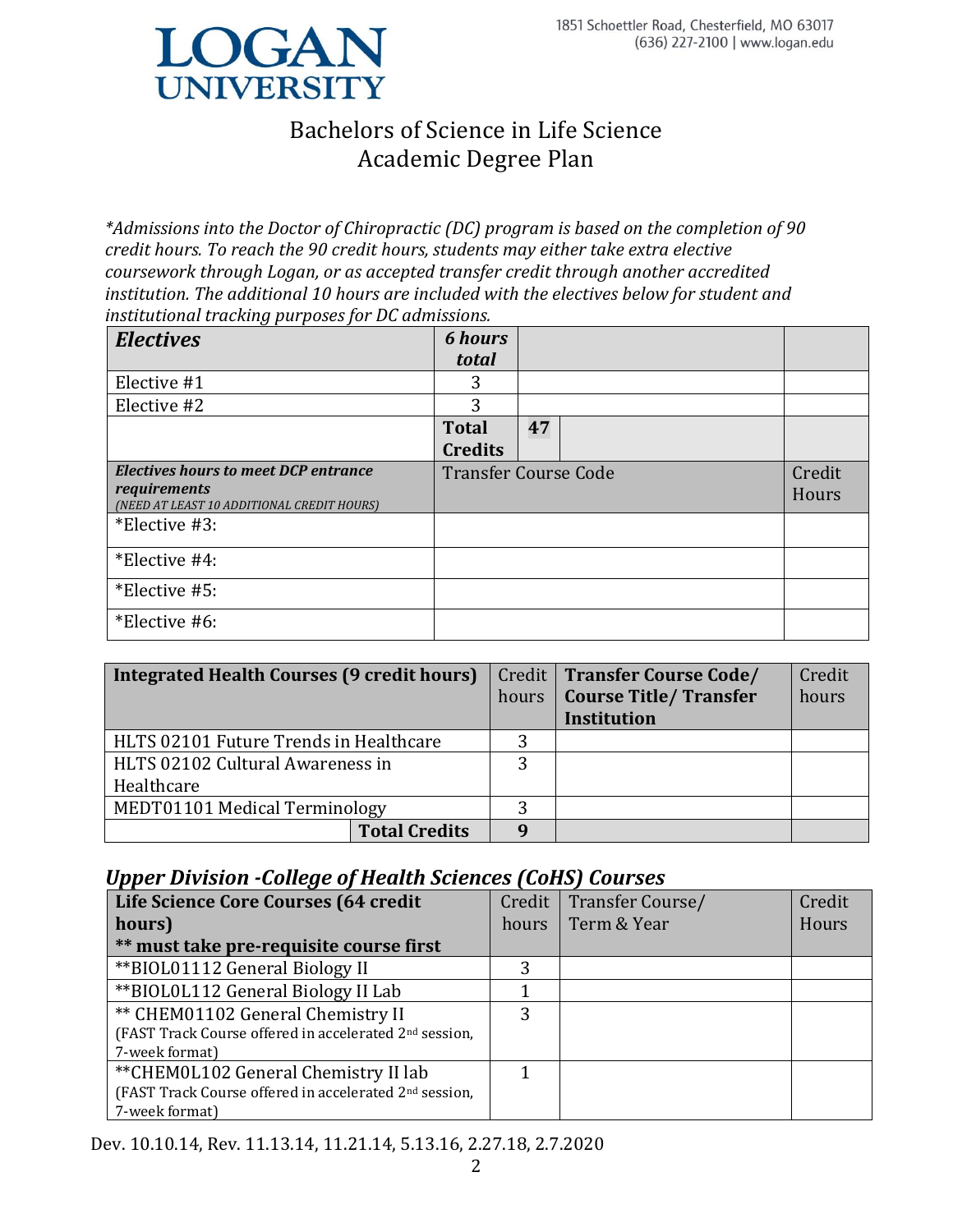# LOGAN UNIVERSITY

1851 Schoettler Road, Chesterfield, MO 63017
(636) 227-2100 | www.logan.edu

## Bachelors of Science in Life Science
## Academic Degree Plan

*\*Admissions into the Doctor of Chiropractic (DC) program is based on the completion of 90 credit hours. To reach the 90 credit hours, students may either take extra elective coursework through Logan, or as accepted transfer credit through another accredited institution. The additional 10 hours are included with the electives below for student and institutional tracking purposes for DC admissions.*

| ***Electives*** | ***6 hours total*** | | |
|---|---|---|---|
| Elective #1 | 3 | | |
| Elective #2 | 3 | | |
| | **Total Credits** | **47** | |
| ***Electives hours to meet DCP entrance requirements*** *(NEED AT LEAST 10 ADDITIONAL CREDIT HOURS)* | Transfer Course Code | | Credit Hours |
| *Elective #3: | | | |
| *Elective #4: | | | |
| *Elective #5: | | | |
| *Elective #6: | | | |

| **Integrated Health Courses (9 credit hours)** | Credit hours | **Transfer Course Code/ Course Title/ Transfer Institution** | Credit hours |
|---|---|---|---|
| HLTS 02101 Future Trends in Healthcare | 3 | | |
| HLTS 02102 Cultural Awareness in Healthcare | 3 | | |
| MEDT01101 Medical Terminology | 3 | | |
| **Total Credits** | **9** | | |

### *Upper Division -College of Health Sciences (CoHS) Courses*

| **Life Science Core Courses (64 credit hours)** **\*\* must take pre-requisite course first** | Credit hours | Transfer Course/ Term & Year | Credit Hours |
|---|---|---|---|
| **BIOL01112 General Biology II | 3 | | |
| **BIOL0L112 General Biology II Lab | 1 | | |
| ** CHEM01102 General Chemistry II (FAST Track Course offered in accelerated 2nd session, 7-week format) | 3 | | |
| **CHEM0L102 General Chemistry II lab (FAST Track Course offered in accelerated 2nd session, 7-week format) | 1 | | |

Dev. 10.10.14, Rev. 11.13.14, 11.21.14, 5.13.16, 2.27.18, 2.7.2020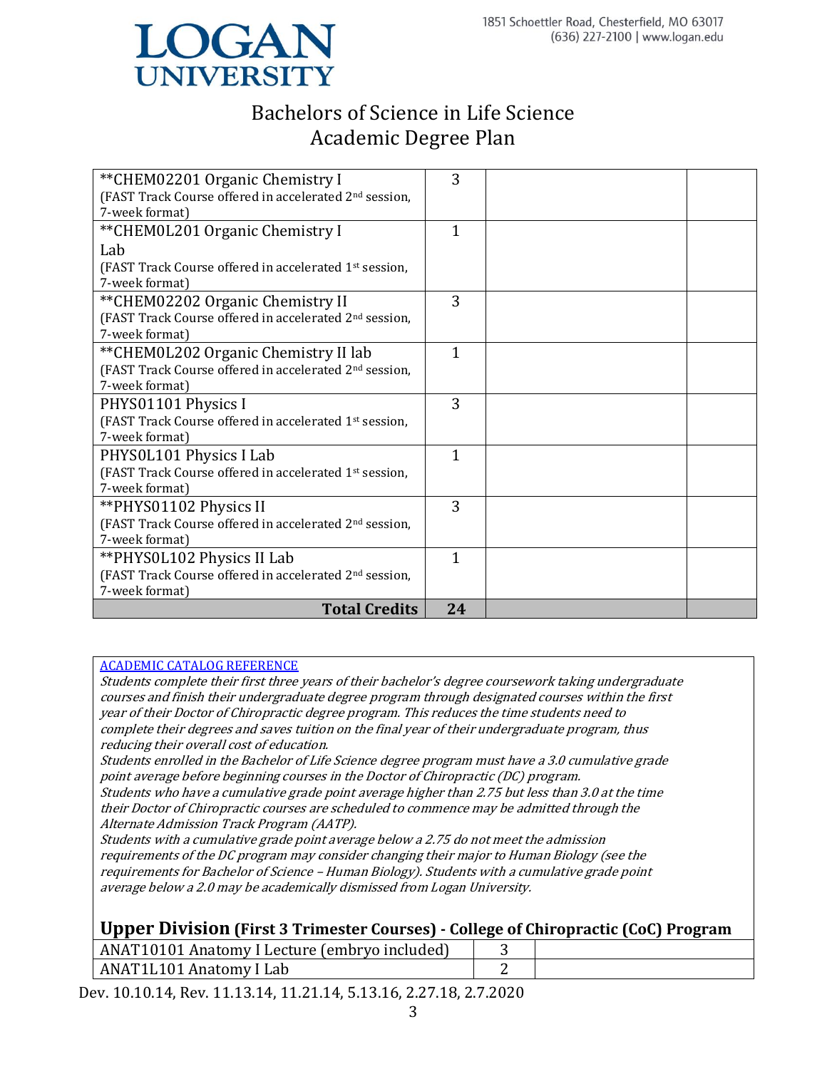# Bachelors of Science in Life Science
## Academic Degree Plan

| | | | |
|---|---|---|---|
| **CHEM02201 Organic Chemistry I (FAST Track Course offered in accelerated 2nd session, 7-week format) | 3 | | |
| **CHEM0L201 Organic Chemistry I Lab (FAST Track Course offered in accelerated 1st session, 7-week format) | 1 | | |
| **CHEM02202 Organic Chemistry II (FAST Track Course offered in accelerated 2nd session, 7-week format) | 3 | | |
| **CHEM0L202 Organic Chemistry II lab (FAST Track Course offered in accelerated 2nd session, 7-week format) | 1 | | |
| PHYS01101 Physics I (FAST Track Course offered in accelerated 1st session, 7-week format) | 3 | | |
| PHYS0L101 Physics I Lab (FAST Track Course offered in accelerated 1st session, 7-week format) | 1 | | |
| **PHYS01102 Physics II (FAST Track Course offered in accelerated 2nd session, 7-week format) | 3 | | |
| **PHYS0L102 Physics II Lab (FAST Track Course offered in accelerated 2nd session, 7-week format) | 1 | | |
| **Total Credits** | **24** | | |

ACADEMIC CATALOG REFERENCE

*Students complete their first three years of their bachelor's degree coursework taking undergraduate courses and finish their undergraduate degree program through designated courses within the first year of their Doctor of Chiropractic degree program. This reduces the time students need to complete their degrees and saves tuition on the final year of their undergraduate program, thus reducing their overall cost of education.*

*Students enrolled in the Bachelor of Life Science degree program must have a 3.0 cumulative grade point average before beginning courses in the Doctor of Chiropractic (DC) program.*

*Students who have a cumulative grade point average higher than 2.75 but less than 3.0 at the time their Doctor of Chiropractic courses are scheduled to commence may be admitted through the Alternate Admission Track Program (AATP).*

*Students with a cumulative grade point average below a 2.75 do not meet the admission requirements of the DC program may consider changing their major to Human Biology (see the requirements for Bachelor of Science – Human Biology). Students with a cumulative grade point average below a 2.0 may be academically dismissed from Logan University.*

### Upper Division (First 3 Trimester Courses) - College of Chiropractic (CoC) Program

| | | |
|---|---|---|
| ANAT10101 Anatomy I Lecture (embryo included) | 3 | |
| ANAT1L101 Anatomy I Lab | 2 | |

Dev. 10.10.14, Rev. 11.13.14, 11.21.14, 5.13.16, 2.27.18, 2.7.2020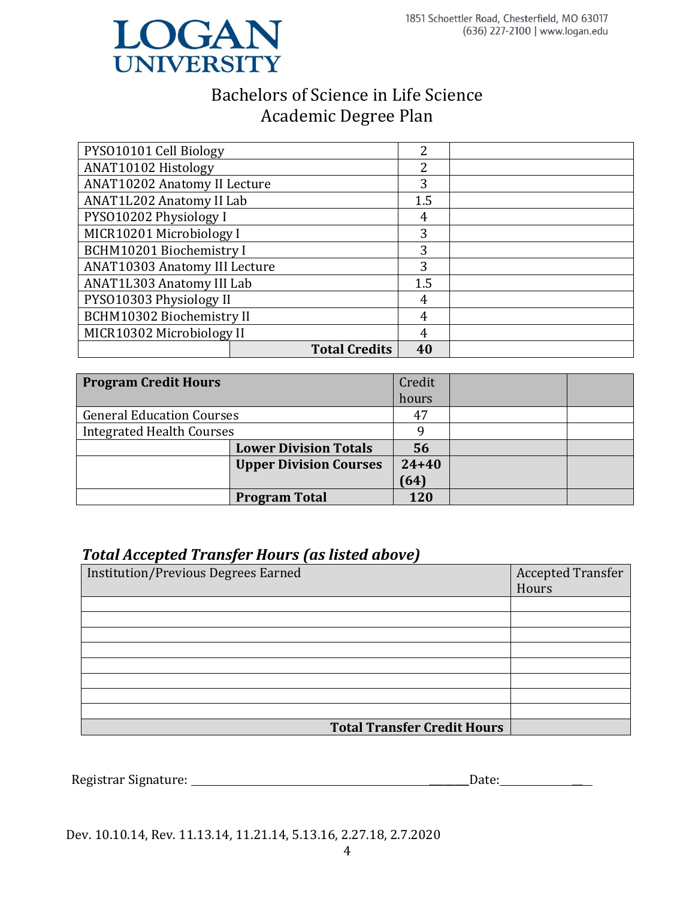LOGAN UNIVERSITY

1851 Schoettler Road, Chesterfield, MO 63017
(636) 227-2100 | www.logan.edu

# Bachelors of Science in Life Science
## Academic Degree Plan

| | | | |
|---|---|---|---|
| PYSO10101 Cell Biology | | 2 | |
| ANAT10102 Histology | | 2 | |
| ANAT10202 Anatomy II Lecture | | 3 | |
| ANAT1L202 Anatomy II Lab | | 1.5 | |
| PYSO10202 Physiology I | | 4 | |
| MICR10201 Microbiology I | | 3 | |
| BCHM10201 Biochemistry I | | 3 | |
| ANAT10303 Anatomy III Lecture | | 3 | |
| ANAT1L303 Anatomy III Lab | | 1.5 | |
| PYSO10303 Physiology II | | 4 | |
| BCHM10302 Biochemistry II | | 4 | |
| MICR10302 Microbiology II | | 4 | |
| | **Total Credits** | **40** | |

| **Program Credit Hours** | | Credit hours | | |
|---|---|---|---|---|
| General Education Courses | | 47 | | |
| Integrated Health Courses | | 9 | | |
| | **Lower Division Totals** | **56** | | |
| | **Upper Division Courses** | **24+40 (64)** | | |
| | **Program Total** | **120** | | |

### *Total Accepted Transfer Hours (as listed above)*

| Institution/Previous Degrees Earned | Accepted Transfer Hours |
|---|---|
| | |
| | |
| | |
| | |
| | |
| | |
| | |
| | |
| **Total Transfer Credit Hours** | |

Registrar Signature: ______________________________________ Date: ______________

Dev. 10.10.14, Rev. 11.13.14, 11.21.14, 5.13.16, 2.27.18, 2.7.2020